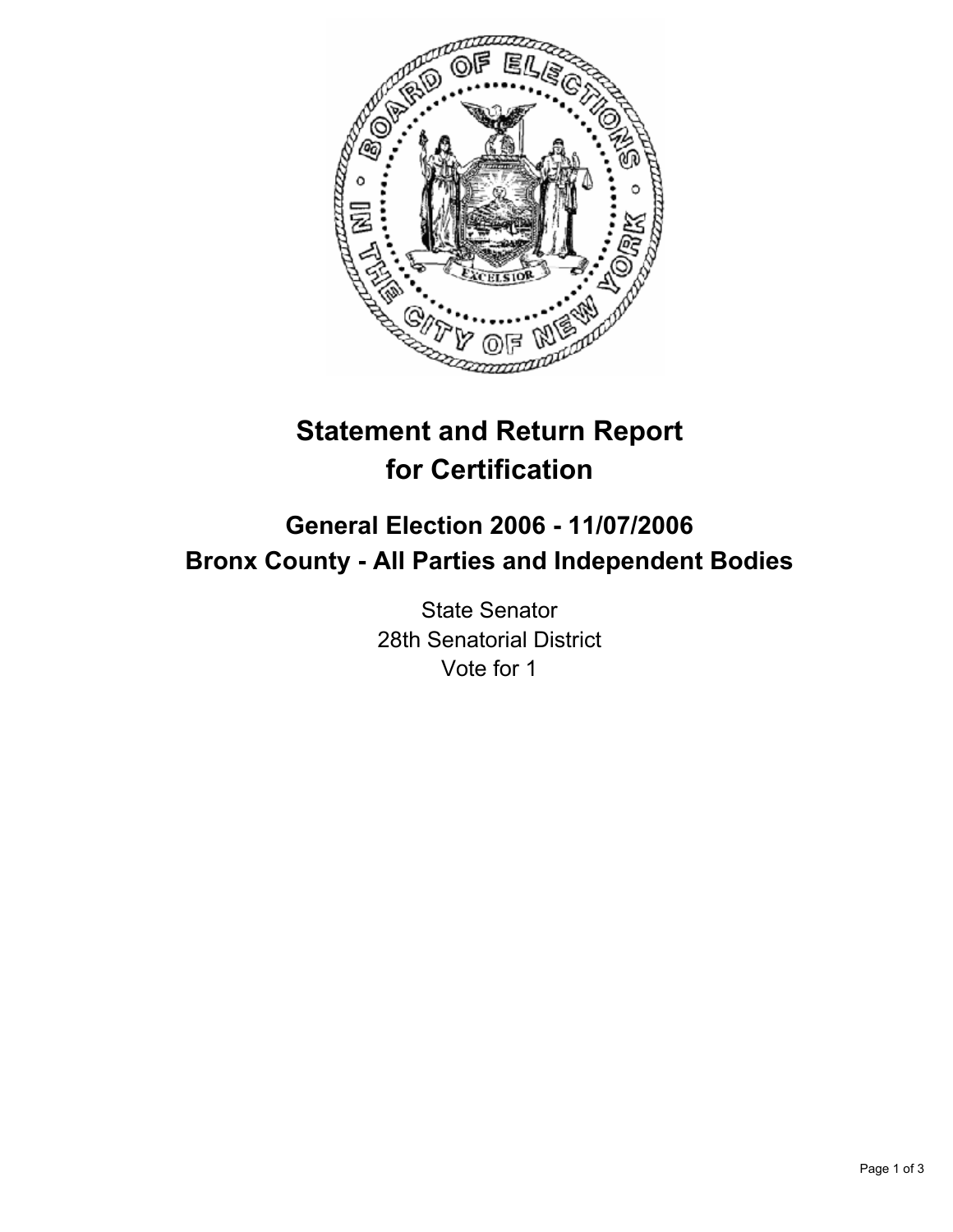# Statement and Return Report for Certification

## General Election 2006 - 11/07/2006
## Bronx County - All Parties and Independent Bodies

State Senator
28th Senatorial District
Vote for 1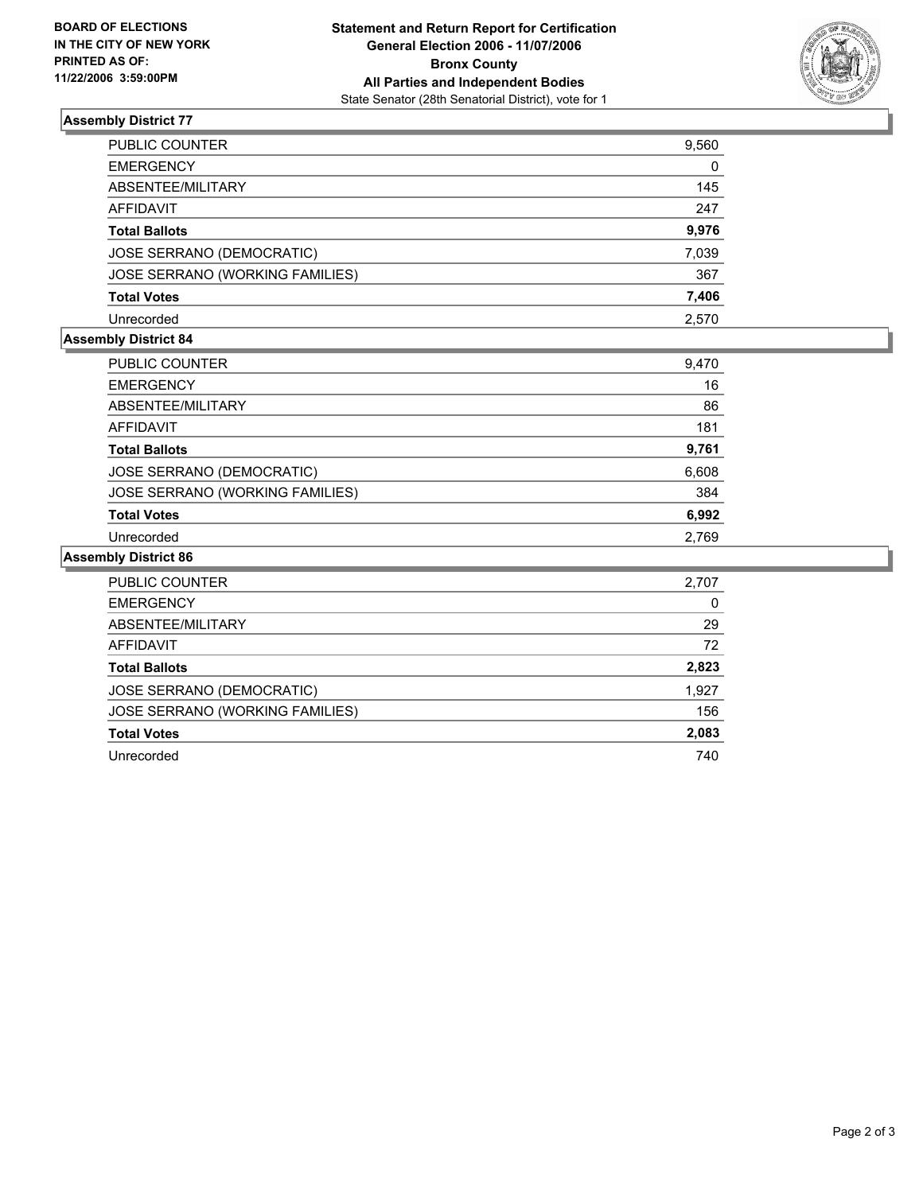**BOARD OF ELECTIONS IN THE CITY OF NEW YORK PRINTED AS OF: 11/22/2006 3:59:00PM**

**Statement and Return Report for Certification**
**General Election 2006 - 11/07/2006**
**Bronx County**
**All Parties and Independent Bodies**
State Senator (28th Senatorial District), vote for 1

## Assembly District 77

| | |
|---|---|
| PUBLIC COUNTER | 9,560 |
| EMERGENCY | 0 |
| ABSENTEE/MILITARY | 145 |
| AFFIDAVIT | 247 |
| **Total Ballots** | **9,976** |
| JOSE SERRANO (DEMOCRATIC) | 7,039 |
| JOSE SERRANO (WORKING FAMILIES) | 367 |
| **Total Votes** | **7,406** |
| Unrecorded | 2,570 |

## Assembly District 84

| | |
|---|---|
| PUBLIC COUNTER | 9,470 |
| EMERGENCY | 16 |
| ABSENTEE/MILITARY | 86 |
| AFFIDAVIT | 181 |
| **Total Ballots** | **9,761** |
| JOSE SERRANO (DEMOCRATIC) | 6,608 |
| JOSE SERRANO (WORKING FAMILIES) | 384 |
| **Total Votes** | **6,992** |
| Unrecorded | 2,769 |

## Assembly District 86

| | |
|---|---|
| PUBLIC COUNTER | 2,707 |
| EMERGENCY | 0 |
| ABSENTEE/MILITARY | 29 |
| AFFIDAVIT | 72 |
| **Total Ballots** | **2,823** |
| JOSE SERRANO (DEMOCRATIC) | 1,927 |
| JOSE SERRANO (WORKING FAMILIES) | 156 |
| **Total Votes** | **2,083** |
| Unrecorded | 740 |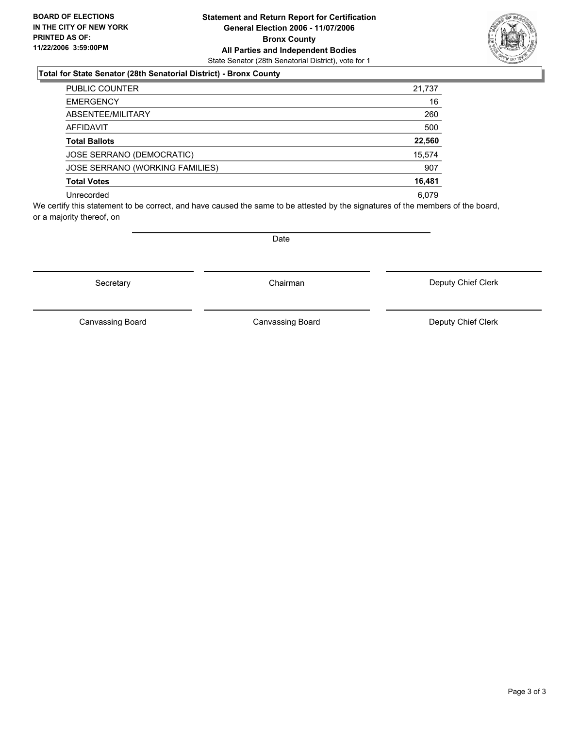**BOARD OF ELECTIONS IN THE CITY OF NEW YORK PRINTED AS OF: 11/22/2006 3:59:00PM**

**Statement and Return Report for Certification**
**General Election 2006 - 11/07/2006**
**Bronx County**
**All Parties and Independent Bodies**
State Senator (28th Senatorial District), vote for 1

### Total for State Senator (28th Senatorial District) - Bronx County

| | |
|---|---|
| PUBLIC COUNTER | 21,737 |
| EMERGENCY | 16 |
| ABSENTEE/MILITARY | 260 |
| AFFIDAVIT | 500 |
| **Total Ballots** | **22,560** |
| JOSE SERRANO (DEMOCRATIC) | 15,574 |
| JOSE SERRANO (WORKING FAMILIES) | 907 |
| **Total Votes** | **16,481** |
| Unrecorded | 6,079 |

We certify this statement to be correct, and have caused the same to be attested by the signatures of the members of the board, or a majority thereof, on

Date

Secretary | Chairman | Deputy Chief Clerk

Canvassing Board | Canvassing Board | Deputy Chief Clerk